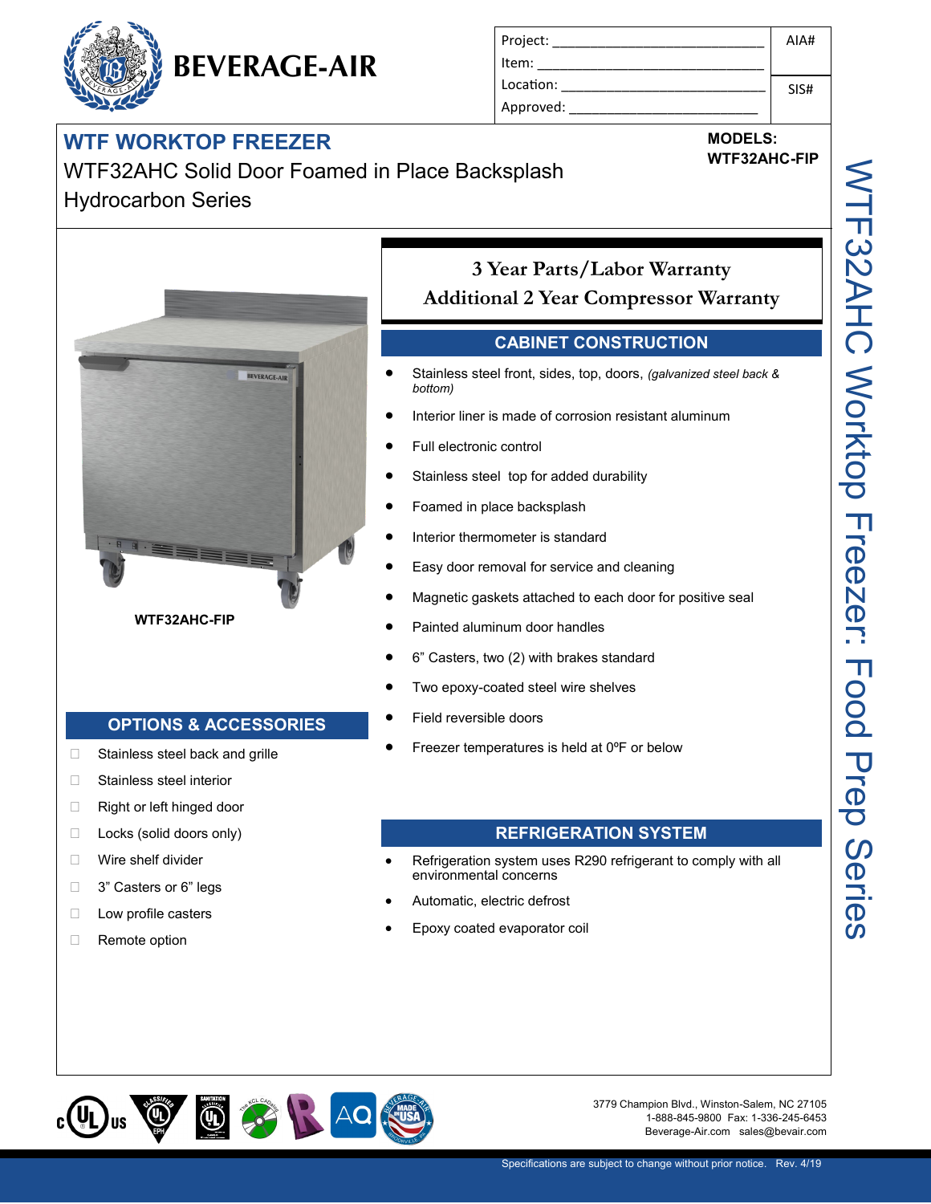# BEVERAGE-AIR

| Project: ______________________________ | AIA# |
| --- | --- |
| Item: ______________________________ | |
| Location: ______________________________ | SIS# |
| Approved: ______________________________ | |

## WTF WORKTOP FREEZER

WTF32AHC Solid Door Foamed in Place Backsplash Hydrocarbon Series

**MODELS:**
**WTF32AHC-FIP**

WTF32AHC Worktop Freezer: Food Prep Series

**WTF32AHC-FIP**

### 3 Year Parts/Labor Warranty
### Additional 2 Year Compressor Warranty

## CABINET CONSTRUCTION

- Stainless steel front, sides, top, doors, *(galvanized steel back & bottom)*
- Interior liner is made of corrosion resistant aluminum
- Full electronic control
- Stainless steel top for added durability
- Foamed in place backsplash
- Interior thermometer is standard
- Easy door removal for service and cleaning
- Magnetic gaskets attached to each door for positive seal
- Painted aluminum door handles
- 6” Casters, two (2) with brakes standard
- Two epoxy-coated steel wire shelves
- Field reversible doors
- Freezer temperatures is held at 0ºF or below

## OPTIONS & ACCESSORIES

- ☐ Stainless steel back and grille
- ☐ Stainless steel interior
- ☐ Right or left hinged door
- ☐ Locks (solid doors only)
- ☐ Wire shelf divider
- ☐ 3” Casters or 6” legs
- ☐ Low profile casters
- ☐ Remote option

## REFRIGERATION SYSTEM

- Refrigeration system uses R290 refrigerant to comply with all environmental concerns
- Automatic, electric defrost
- Epoxy coated evaporator coil

3779 Champion Blvd., Winston-Salem, NC 27105
1-888-845-9800 Fax: 1-336-245-6453
Beverage-Air.com sales@bevair.com

Specifications are subject to change without prior notice. Rev. 4/19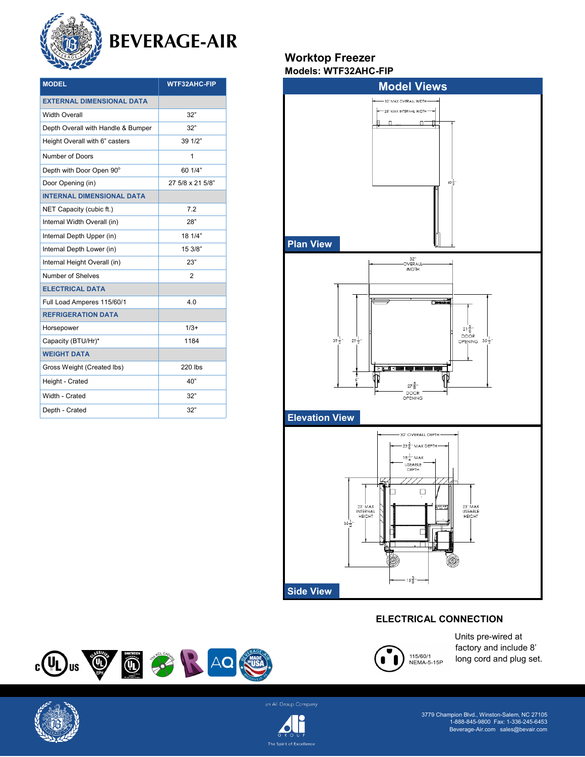# BEVERAGE-AIR

## Worktop Freezer

### Models: WTF32AHC-FIP

| MODEL | WTF32AHC-FIP |
| --- | --- |
| **EXTERNAL DIMENSIONAL DATA** | |
| Width Overall | 32" |
| Depth Overall with Handle & Bumper | 32" |
| Height Overall with 6" casters | 39 1/2" |
| Number of Doors | 1 |
| Depth with Door Open 90° | 60 1/4" |
| Door Opening (in) | 27 5/8 x 21 5/8" |
| **INTERNAL DIMENSIONAL DATA** | |
| NET Capacity (cubic ft.) | 7.2 |
| Internal Width Overall (in) | 28" |
| Internal Depth Upper (in) | 18 1/4" |
| Internal Depth Lower (in) | 15 3/8" |
| Internal Height Overall (in) | 23" |
| Number of Shelves | 2 |
| **ELECTRICAL DATA** | |
| Full Load Amperes 115/60/1 | 4.0 |
| **REFRIGERATION DATA** | |
| Horsepower | 1/3+ |
| Capacity (BTU/Hr)* | 1184 |
| **WEIGHT DATA** | |
| Gross Weight (Created lbs) | 220 lbs |
| Height - Crated | 40" |
| Width - Crated | 32" |
| Depth - Crated | 32" |

## Model Views

**Plan View**

32" MAX OVERALL WIDTH
28" MAX INTERNAL WIDTH
60 1/8

**Elevation View**

32" OVERALL WIDTH
39 1/2"
29 1/2"
6"
21 5/8" DOOR OPENING
35 1/2"
27 5/8" DOOR OPENING

**Side View**

32" OVERALL DEPTH
23 3/8" MAX DEPTH
18 1/4" MAX USEABLE DEPTH
23" MAX INTERNAL HEIGHT
23" MAX USEABLE HEIGHT
35 1/2"
15 3/8

## ELECTRICAL CONNECTION

115/60/1
NEMA-5-15P

Units pre-wired at factory and include 8' long cord and plug set.

an Ali Group Company

The Spirit of Excellence

3779 Champion Blvd., Winston-Salem, NC 27105
1-888-845-9800 Fax: 1-336-245-6453
Beverage-Air.com sales@bevair.com